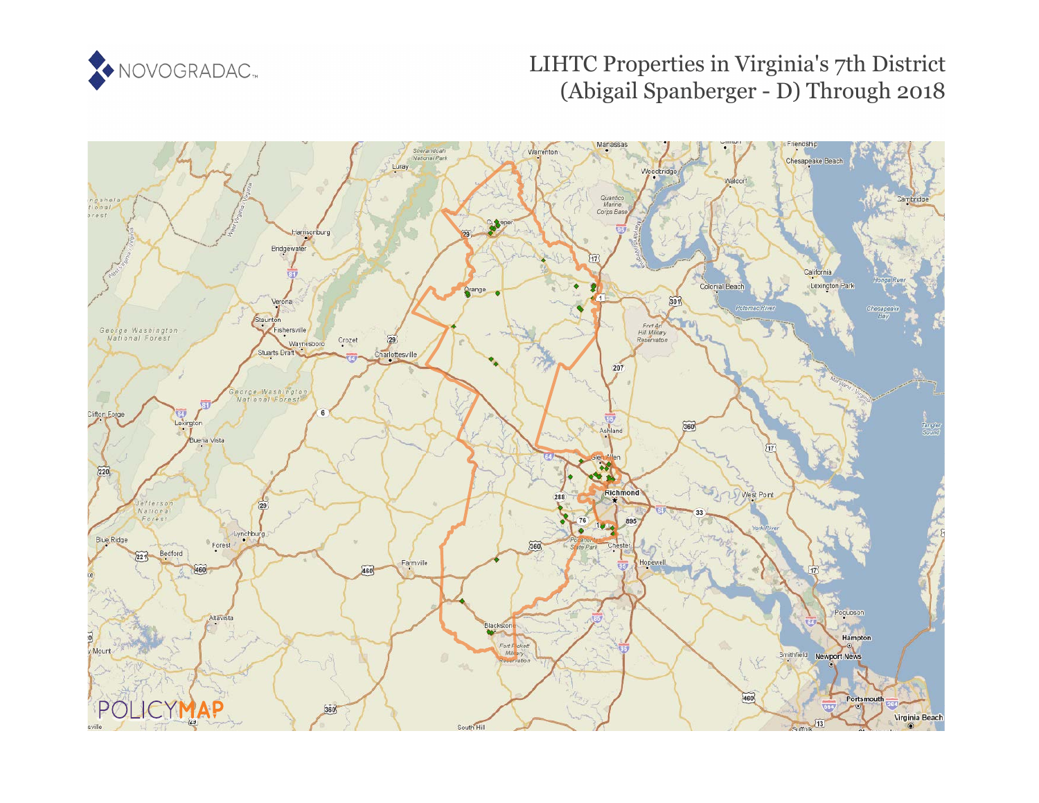# LIHTC Properties in Virginia's 7th District (Abigail Spanberger - D) Through 2018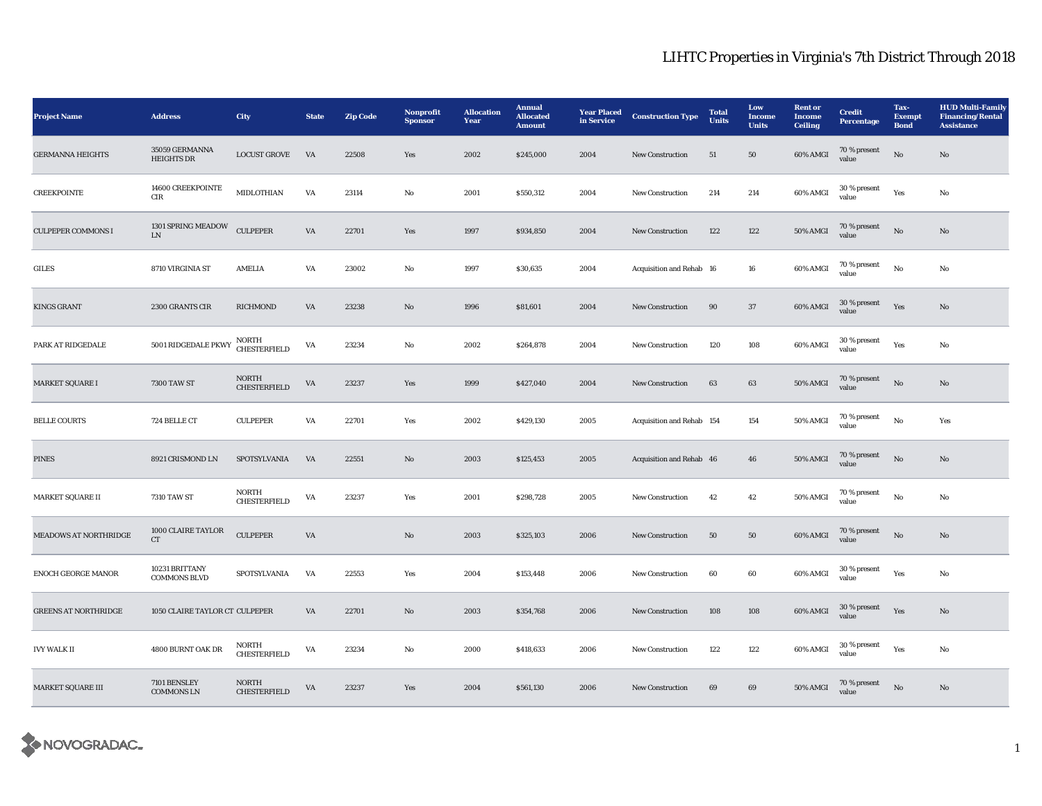# LIHTC Properties in Virginia's 7th District Through 2018

| Project Name | Address | City | State | Zip Code | Nonprofit Sponsor | Allocation Year | Annual Allocated Amount | Year Placed in Service | Construction Type | Total Units | Low Income Units | Rent or Income Ceiling | Credit Percentage | Tax-Exempt Bond | HUD Multi-Family Financing/Rental Assistance |
|---|---|---|---|---|---|---|---|---|---|---|---|---|---|---|---|
| GERMANNA HEIGHTS | 35059 GERMANNA HEIGHTS DR | LOCUST GROVE | VA | 22508 | Yes | 2002 | $245,000 | 2004 | New Construction | 51 | 50 | 60% AMGI | 70 % present value | No | No |
| CREEKPOINTE | 14600 CREEKPOINTE CIR | MIDLOTHIAN | VA | 23114 | No | 2001 | $550,312 | 2004 | New Construction | 214 | 214 | 60% AMGI | 30 % present value | Yes | No |
| CULPEPER COMMONS I | 1301 SPRING MEADOW LN | CULPEPER | VA | 22701 | Yes | 1997 | $934,850 | 2004 | New Construction | 122 | 122 | 50% AMGI | 70 % present value | No | No |
| GILES | 8710 VIRGINIA ST | AMELIA | VA | 23002 | No | 1997 | $30,635 | 2004 | Acquisition and Rehab | 16 | 16 | 60% AMGI | 70 % present value | No | No |
| KINGS GRANT | 2300 GRANTS CIR | RICHMOND | VA | 23238 | No | 1996 | $81,601 | 2004 | New Construction | 90 | 37 | 60% AMGI | 30 % present value | Yes | No |
| PARK AT RIDGEDALE | 5001 RIDGEDALE PKWY | NORTH CHESTERFIELD | VA | 23234 | No | 2002 | $264,878 | 2004 | New Construction | 120 | 108 | 60% AMGI | 30 % present value | Yes | No |
| MARKET SQUARE I | 7300 TAW ST | NORTH CHESTERFIELD | VA | 23237 | Yes | 1999 | $427,040 | 2004 | New Construction | 63 | 63 | 50% AMGI | 70 % present value | No | No |
| BELLE COURTS | 724 BELLE CT | CULPEPER | VA | 22701 | Yes | 2002 | $429,130 | 2005 | Acquisition and Rehab | 154 | 154 | 50% AMGI | 70 % present value | No | Yes |
| PINES | 8921 CRISMOND LN | SPOTSYLVANIA | VA | 22551 | No | 2003 | $125,453 | 2005 | Acquisition and Rehab | 46 | 46 | 50% AMGI | 70 % present value | No | No |
| MARKET SQUARE II | 7310 TAW ST | NORTH CHESTERFIELD | VA | 23237 | Yes | 2001 | $298,728 | 2005 | New Construction | 42 | 42 | 50% AMGI | 70 % present value | No | No |
| MEADOWS AT NORTHRIDGE | 1000 CLAIRE TAYLOR CT | CULPEPER | VA | | No | 2003 | $325,103 | 2006 | New Construction | 50 | 50 | 60% AMGI | 70 % present value | No | No |
| ENOCH GEORGE MANOR | 10231 BRITTANY COMMONS BLVD | SPOTSYLVANIA | VA | 22553 | Yes | 2004 | $153,448 | 2006 | New Construction | 60 | 60 | 60% AMGI | 30 % present value | Yes | No |
| GREENS AT NORTHRIDGE | 1050 CLAIRE TAYLOR CT | CULPEPER | VA | 22701 | No | 2003 | $354,768 | 2006 | New Construction | 108 | 108 | 60% AMGI | 30 % present value | Yes | No |
| IVY WALK II | 4800 BURNT OAK DR | NORTH CHESTERFIELD | VA | 23234 | No | 2000 | $418,633 | 2006 | New Construction | 122 | 122 | 60% AMGI | 30 % present value | Yes | No |
| MARKET SQUARE III | 7101 BENSLEY COMMONS LN | NORTH CHESTERFIELD | VA | 23237 | Yes | 2004 | $561,130 | 2006 | New Construction | 69 | 69 | 50% AMGI | 70 % present value | No | No |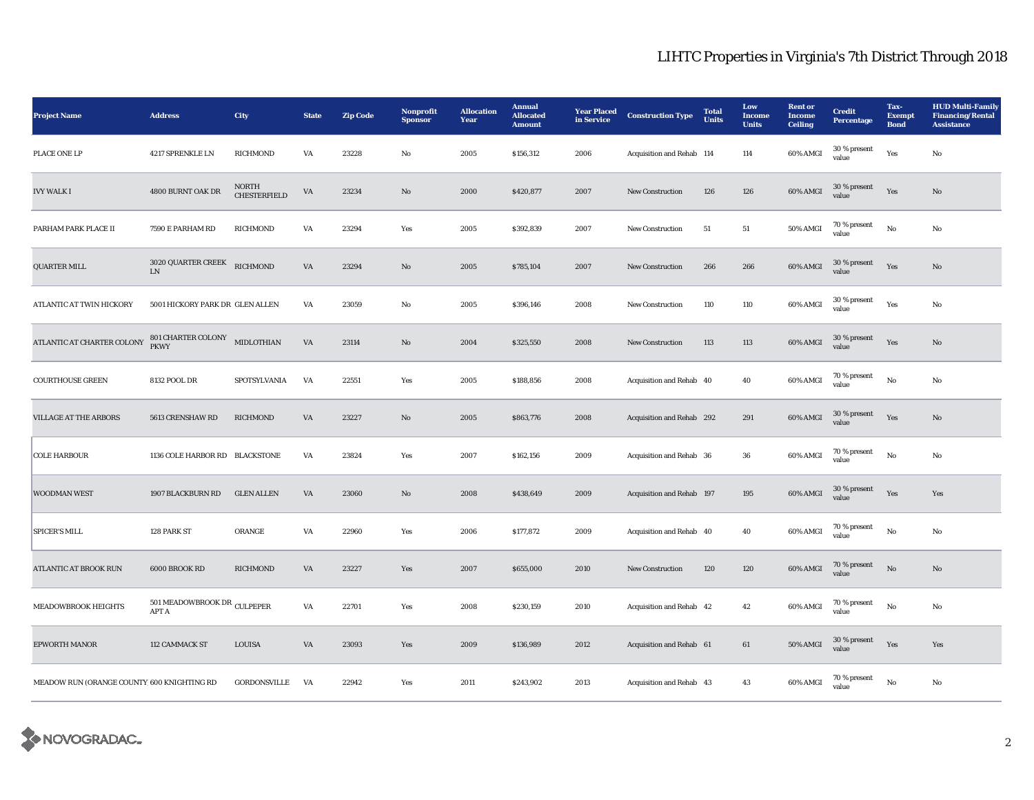# LIHTC Properties in Virginia's 7th District Through 2018

| Project Name | Address | City | State | Zip Code | Nonprofit Sponsor | Allocation Year | Annual Allocated Amount | Year Placed in Service | Construction Type | Total Units | Low Income Units | Rent or Income Ceiling | Credit Percentage | Tax-Exempt Bond | HUD Multi-Family Financing/Rental Assistance |
|---|---|---|---|---|---|---|---|---|---|---|---|---|---|---|---|
| PLACE ONE LP | 4217 SPRENKLE LN | RICHMOND | VA | 23228 | No | 2005 | $156,312 | 2006 | Acquisition and Rehab | 114 | 114 | 60% AMGI | 30 % present value | Yes | No |
| IVY WALK I | 4800 BURNT OAK DR | NORTH CHESTERFIELD | VA | 23234 | No | 2000 | $420,877 | 2007 | New Construction | 126 | 126 | 60% AMGI | 30 % present value | Yes | No |
| PARHAM PARK PLACE II | 7590 E PARHAM RD | RICHMOND | VA | 23294 | Yes | 2005 | $392,839 | 2007 | New Construction | 51 | 51 | 50% AMGI | 70 % present value | No | No |
| QUARTER MILL | 3020 QUARTER CREEK LN | RICHMOND | VA | 23294 | No | 2005 | $785,104 | 2007 | New Construction | 266 | 266 | 60% AMGI | 30 % present value | Yes | No |
| ATLANTIC AT TWIN HICKORY | 5001 HICKORY PARK DR | GLEN ALLEN | VA | 23059 | No | 2005 | $396,146 | 2008 | New Construction | 110 | 110 | 60% AMGI | 30 % present value | Yes | No |
| ATLANTIC AT CHARTER COLONY | 801 CHARTER COLONY PKWY | MIDLOTHIAN | VA | 23114 | No | 2004 | $325,550 | 2008 | New Construction | 113 | 113 | 60% AMGI | 30 % present value | Yes | No |
| COURTHOUSE GREEN | 8132 POOL DR | SPOTSYLVANIA | VA | 22551 | Yes | 2005 | $188,856 | 2008 | Acquisition and Rehab | 40 | 40 | 60% AMGI | 70 % present value | No | No |
| VILLAGE AT THE ARBORS | 5613 CRENSHAW RD | RICHMOND | VA | 23227 | No | 2005 | $863,776 | 2008 | Acquisition and Rehab | 292 | 291 | 60% AMGI | 30 % present value | Yes | No |
| COLE HARBOUR | 1136 COLE HARBOR RD | BLACKSTONE | VA | 23824 | Yes | 2007 | $162,156 | 2009 | Acquisition and Rehab | 36 | 36 | 60% AMGI | 70 % present value | No | No |
| WOODMAN WEST | 1907 BLACKBURN RD | GLEN ALLEN | VA | 23060 | No | 2008 | $438,649 | 2009 | Acquisition and Rehab | 197 | 195 | 60% AMGI | 30 % present value | Yes | Yes |
| SPICER'S MILL | 128 PARK ST | ORANGE | VA | 22960 | Yes | 2006 | $177,872 | 2009 | Acquisition and Rehab | 40 | 40 | 60% AMGI | 70 % present value | No | No |
| ATLANTIC AT BROOK RUN | 6000 BROOK RD | RICHMOND | VA | 23227 | Yes | 2007 | $655,000 | 2010 | New Construction | 120 | 120 | 60% AMGI | 70 % present value | No | No |
| MEADOWBROOK HEIGHTS | 501 MEADOWBROOK DR APT A | CULPEPER | VA | 22701 | Yes | 2008 | $230,159 | 2010 | Acquisition and Rehab | 42 | 42 | 60% AMGI | 70 % present value | No | No |
| EPWORTH MANOR | 112 CAMMACK ST | LOUISA | VA | 23093 | Yes | 2009 | $136,989 | 2012 | Acquisition and Rehab | 61 | 61 | 50% AMGI | 30 % present value | Yes | Yes |
| MEADOW RUN (ORANGE COUNTY | 600 KNIGHTING RD | GORDONSVILLE | VA | 22942 | Yes | 2011 | $243,902 | 2013 | Acquisition and Rehab | 43 | 43 | 60% AMGI | 70 % present value | No | No |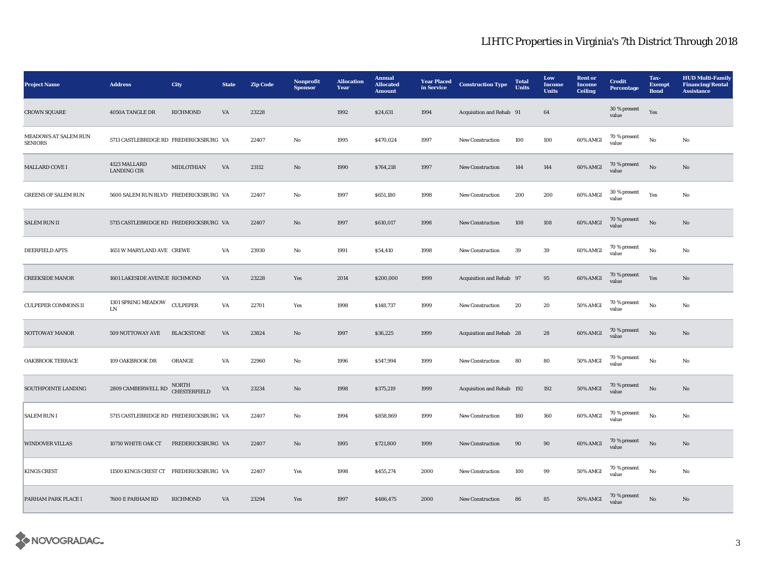# LIHTC Properties in Virginia's 7th District Through 2018

| Project Name | Address | City | State | Zip Code | Nonprofit Sponsor | Allocation Year | Annual Allocated Amount | Year Placed in Service | Construction Type | Total Units | Low Income Units | Rent or Income Ceiling | Credit Percentage | Tax-Exempt Bond | HUD Multi-Family Financing/Rental Assistance |
|---|---|---|---|---|---|---|---|---|---|---|---|---|---|---|---|
| CROWN SQUARE | 4050A TANGLE DR | RICHMOND | VA | 23228 | | 1992 | $24,631 | 1994 | Acquisition and Rehab | 91 | 64 | | 30 % present value | Yes | |
| MEADOWS AT SALEM RUN SENIORS | 5713 CASTLEBRIDGE RD | FREDERICKSBURG | VA | 22407 | No | 1995 | $470,024 | 1997 | New Construction | 100 | 100 | 60% AMGI | 70 % present value | No | No |
| MALLARD COVE I | 4123 MALLARD LANDING CIR | MIDLOTHIAN | VA | 23112 | No | 1990 | $764,218 | 1997 | New Construction | 144 | 144 | 60% AMGI | 70 % present value | No | No |
| GREENS OF SALEM RUN | 5600 SALEM RUN BLVD | FREDERICKSBURG | VA | 22407 | No | 1997 | $651,180 | 1998 | New Construction | 200 | 200 | 60% AMGI | 30 % present value | Yes | No |
| SALEM RUN II | 5715 CASTLEBRIDGE RD | FREDERICKSBURG | VA | 22407 | No | 1997 | $610,017 | 1998 | New Construction | 108 | 108 | 60% AMGI | 70 % present value | No | No |
| DEERFIELD APTS | 1651 W MARYLAND AVE | CREWE | VA | 23930 | No | 1991 | $54,410 | 1998 | New Construction | 39 | 39 | 60% AMGI | 70 % present value | No | No |
| CREEKSIDE MANOR | 1601 LAKESIDE AVENUE | RICHMOND | VA | 23228 | Yes | 2014 | $200,000 | 1999 | Acquisition and Rehab | 97 | 95 | 60% AMGI | 70 % present value | Yes | No |
| CULPEPER COMMONS II | 1301 SPRING MEADOW LN | CULPEPER | VA | 22701 | Yes | 1998 | $148,737 | 1999 | New Construction | 20 | 20 | 50% AMGI | 70 % present value | No | No |
| NOTTOWAY MANOR | 509 NOTTOWAY AVE | BLACKSTONE | VA | 23824 | No | 1997 | $36,225 | 1999 | Acquisition and Rehab | 28 | 28 | 60% AMGI | 70 % present value | No | No |
| OAKBROOK TERRACE | 109 OAKBROOK DR | ORANGE | VA | 22960 | No | 1996 | $547,994 | 1999 | New Construction | 80 | 80 | 50% AMGI | 70 % present value | No | No |
| SOUTHPOINTE LANDING | 2809 CAMBERWELL RD | NORTH CHESTERFIELD | VA | 23234 | No | 1998 | $375,219 | 1999 | Acquisition and Rehab | 192 | 192 | 50% AMGI | 70 % present value | No | No |
| SALEM RUN I | 5715 CASTLEBRIDGE RD | FREDERICKSBURG | VA | 22407 | No | 1994 | $858,869 | 1999 | New Construction | 160 | 160 | 60% AMGI | 70 % present value | No | No |
| WINDOVER VILLAS | 10710 WHITE OAK CT | FREDERICKSBURG | VA | 22407 | No | 1995 | $721,800 | 1999 | New Construction | 90 | 90 | 60% AMGI | 70 % present value | No | No |
| KINGS CREST | 11500 KINGS CREST CT | FREDERICKSBURG | VA | 22407 | Yes | 1998 | $455,274 | 2000 | New Construction | 100 | 99 | 50% AMGI | 70 % present value | No | No |
| PARHAM PARK PLACE I | 7600 E PARHAM RD | RICHMOND | VA | 23294 | Yes | 1997 | $486,475 | 2000 | New Construction | 86 | 85 | 50% AMGI | 70 % present value | No | No |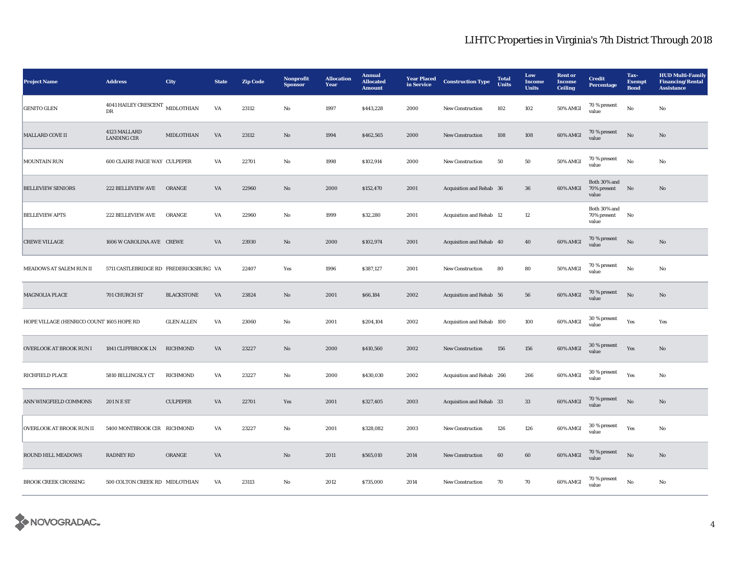# LIHTC Properties in Virginia's 7th District Through 2018

| Project Name | Address | City | State | Zip Code | Nonprofit Sponsor | Allocation Year | Annual Allocated Amount | Year Placed in Service | Construction Type | Total Units | Low Income Units | Rent or Income Ceiling | Credit Percentage | Tax-Exempt Bond | HUD Multi-Family Financing/Rental Assistance |
|---|---|---|---|---|---|---|---|---|---|---|---|---|---|---|---|
| GENITO GLEN | 4041 HAILEY CRESCENT DR | MIDLOTHIAN | VA | 23112 | No | 1997 | $443,228 | 2000 | New Construction | 102 | 102 | 50% AMGI | 70 % present value | No | No |
| MALLARD COVE II | 4123 MALLARD LANDING CIR | MIDLOTHIAN | VA | 23112 | No | 1994 | $462,565 | 2000 | New Construction | 108 | 108 | 60% AMGI | 70 % present value | No | No |
| MOUNTAIN RUN | 600 CLAIRE PAIGE WAY | CULPEPER | VA | 22701 | No | 1998 | $102,914 | 2000 | New Construction | 50 | 50 | 50% AMGI | 70 % present value | No | No |
| BELLEVIEW SENIORS | 222 BELLEVIEW AVE | ORANGE | VA | 22960 | No | 2000 | $152,470 | 2001 | Acquisition and Rehab | 36 | 36 | 60% AMGI | Both 30% and 70% present value | No | No |
| BELLEVIEW APTS | 222 BELLEVIEW AVE | ORANGE | VA | 22960 | No | 1999 | $32,280 | 2001 | Acquisition and Rehab | 12 | 12 | | Both 30% and 70% present value | No | |
| CREWE VILLAGE | 1606 W CAROLINA AVE | CREWE | VA | 23930 | No | 2000 | $102,974 | 2001 | Acquisition and Rehab | 40 | 40 | 60% AMGI | 70 % present value | No | No |
| MEADOWS AT SALEM RUN II | 5711 CASTLEBRIDGE RD | FREDERICKSBURG | VA | 22407 | Yes | 1996 | $387,127 | 2001 | New Construction | 80 | 80 | 50% AMGI | 70 % present value | No | No |
| MAGNOLIA PLACE | 701 CHURCH ST | BLACKSTONE | VA | 23824 | No | 2001 | $66,184 | 2002 | Acquisition and Rehab | 56 | 56 | 60% AMGI | 70 % present value | No | No |
| HOPE VILLAGE (HENRICO COUNT | 1605 HOPE RD | GLEN ALLEN | VA | 23060 | No | 2001 | $204,104 | 2002 | Acquisition and Rehab | 100 | 100 | 60% AMGI | 30 % present value | Yes | Yes |
| OVERLOOK AT BROOK RUN I | 1841 CLIFFBROOK LN | RICHMOND | VA | 23227 | No | 2000 | $410,560 | 2002 | New Construction | 156 | 156 | 60% AMGI | 30 % present value | Yes | No |
| RICHFIELD PLACE | 5810 BILLINGSLY CT | RICHMOND | VA | 23227 | No | 2000 | $430,030 | 2002 | Acquisition and Rehab | 266 | 266 | 60% AMGI | 30 % present value | Yes | No |
| ANN WINGFIELD COMMONS | 201 N E ST | CULPEPER | VA | 22701 | Yes | 2001 | $327,405 | 2003 | Acquisition and Rehab | 33 | 33 | 60% AMGI | 70 % present value | No | No |
| OVERLOOK AT BROOK RUN II | 5400 MONTBROOK CIR | RICHMOND | VA | 23227 | No | 2001 | $328,082 | 2003 | New Construction | 126 | 126 | 60% AMGI | 30 % present value | Yes | No |
| ROUND HILL MEADOWS | RADNEY RD | ORANGE | VA | | No | 2011 | $565,010 | 2014 | New Construction | 60 | 60 | 60% AMGI | 70 % present value | No | No |
| BROOK CREEK CROSSING | 500 COLTON CREEK RD | MIDLOTHIAN | VA | 23113 | No | 2012 | $735,000 | 2014 | New Construction | 70 | 70 | 60% AMGI | 70 % present value | No | No |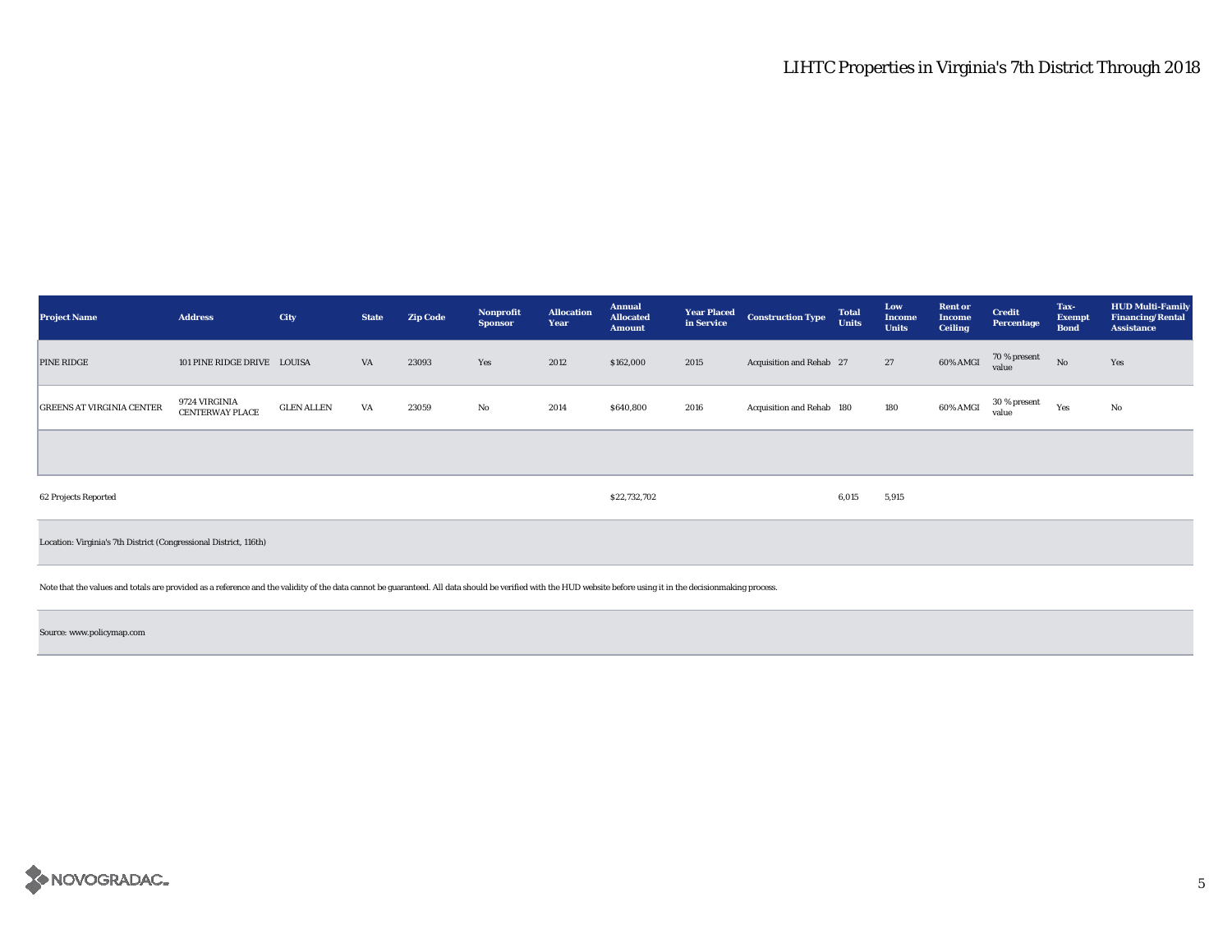# LIHTC Properties in Virginia's 7th District Through 2018

| Project Name | Address | City | State | Zip Code | Nonprofit Sponsor | Allocation Year | Annual Allocated Amount | Year Placed in Service | Construction Type | Total Units | Low Income Units | Rent or Income Ceiling | Credit Percentage | Tax-Exempt Bond | HUD Multi-Family Financing/Rental Assistance |
|---|---|---|---|---|---|---|---|---|---|---|---|---|---|---|---|
| PINE RIDGE | 101 PINE RIDGE DRIVE | LOUISA | VA | 23093 | Yes | 2012 | $162,000 | 2015 | Acquisition and Rehab | 27 | 27 | 60% AMGI | 70 % present value | No | Yes |
| GREENS AT VIRGINIA CENTER | 9724 VIRGINIA CENTERWAY PLACE | GLEN ALLEN | VA | 23059 | No | 2014 | $640,800 | 2016 | Acquisition and Rehab | 180 | 180 | 60% AMGI | 30 % present value | Yes | No |
| | | | | | | | | | | | | | | | |
| 62 Projects Reported | | | | | | | $22,732,702 | | | 6,015 | 5,915 | | | | |

Location: Virginia's 7th District (Congressional District, 116th)

Note that the values and totals are provided as a reference and the validity of the data cannot be guaranteed. All data should be verified with the HUD website before using it in the decisionmaking process.

Source: www.policymap.com